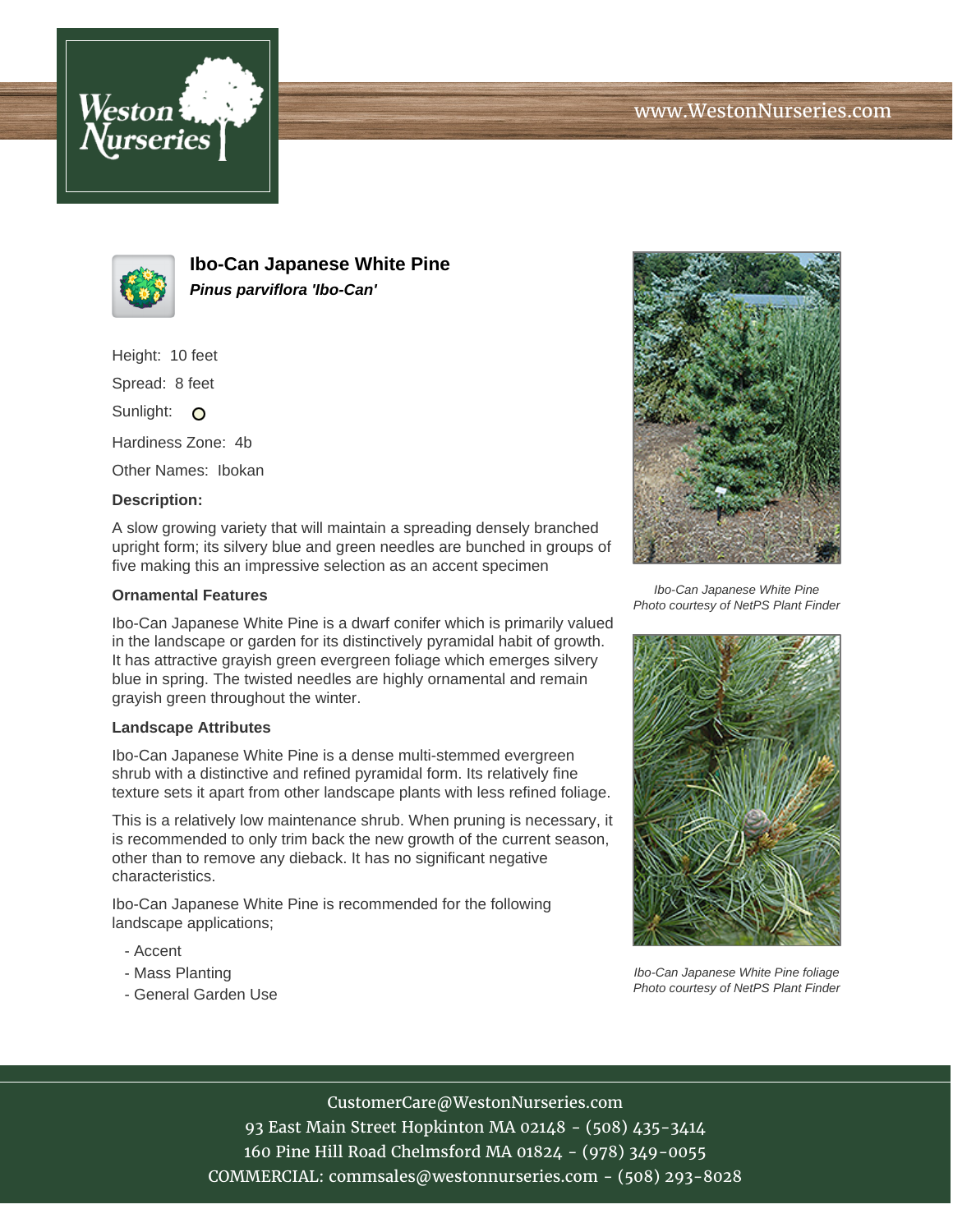# Ibo-Can Japanese White Pine

***Pinus parviflora 'Ibo-Can'***

Height: 10 feet

Spread: 8 feet

Sunlight:

Hardiness Zone: 4b

Other Names: Ibokan

**Description:**

A slow growing variety that will maintain a spreading densely branched upright form; its silvery blue and green needles are bunched in groups of five making this an impressive selection as an accent specimen

### Ornamental Features

Ibo-Can Japanese White Pine is a dwarf conifer which is primarily valued in the landscape or garden for its distinctively pyramidal habit of growth. It has attractive grayish green evergreen foliage which emerges silvery blue in spring. The twisted needles are highly ornamental and remain grayish green throughout the winter.

### Landscape Attributes

Ibo-Can Japanese White Pine is a dense multi-stemmed evergreen shrub with a distinctive and refined pyramidal form. Its relatively fine texture sets it apart from other landscape plants with less refined foliage.

This is a relatively low maintenance shrub. When pruning is necessary, it is recommended to only trim back the new growth of the current season, other than to remove any dieback. It has no significant negative characteristics.

Ibo-Can Japanese White Pine is recommended for the following landscape applications;

- Accent
- Mass Planting
- General Garden Use

*Ibo-Can Japanese White Pine*
*Photo courtesy of NetPS Plant Finder*

*Ibo-Can Japanese White Pine foliage*
*Photo courtesy of NetPS Plant Finder*

CustomerCare@WestonNurseries.com
93 East Main Street Hopkinton MA 02148 - (508) 435-3414
160 Pine Hill Road Chelmsford MA 01824 - (978) 349-0055
COMMERCIAL: commsales@westonnurseries.com - (508) 293-8028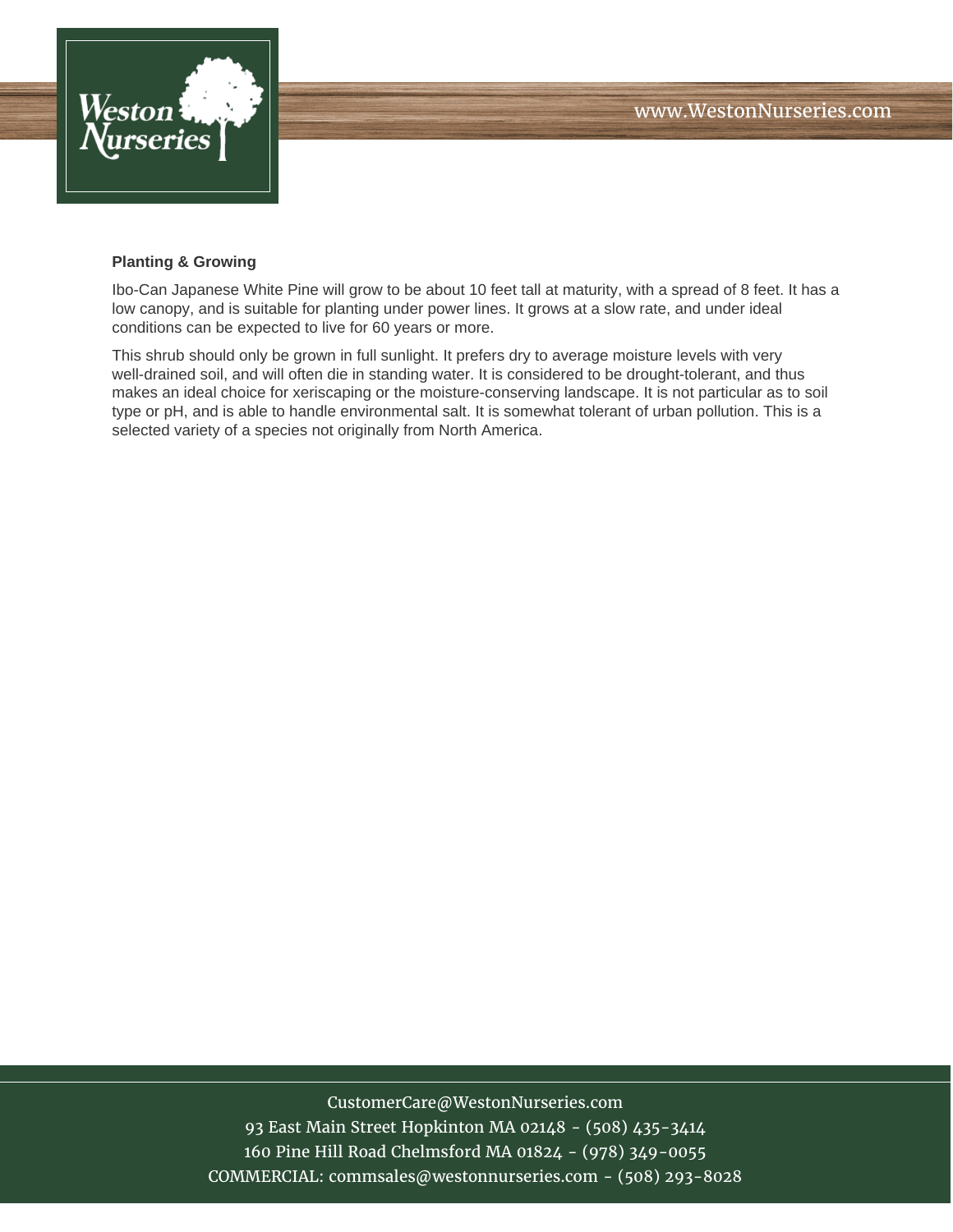### Planting & Growing

Ibo-Can Japanese White Pine will grow to be about 10 feet tall at maturity, with a spread of 8 feet. It has a low canopy, and is suitable for planting under power lines. It grows at a slow rate, and under ideal conditions can be expected to live for 60 years or more.

This shrub should only be grown in full sunlight. It prefers dry to average moisture levels with very well-drained soil, and will often die in standing water. It is considered to be drought-tolerant, and thus makes an ideal choice for xeriscaping or the moisture-conserving landscape. It is not particular as to soil type or pH, and is able to handle environmental salt. It is somewhat tolerant of urban pollution. This is a selected variety of a species not originally from North America.